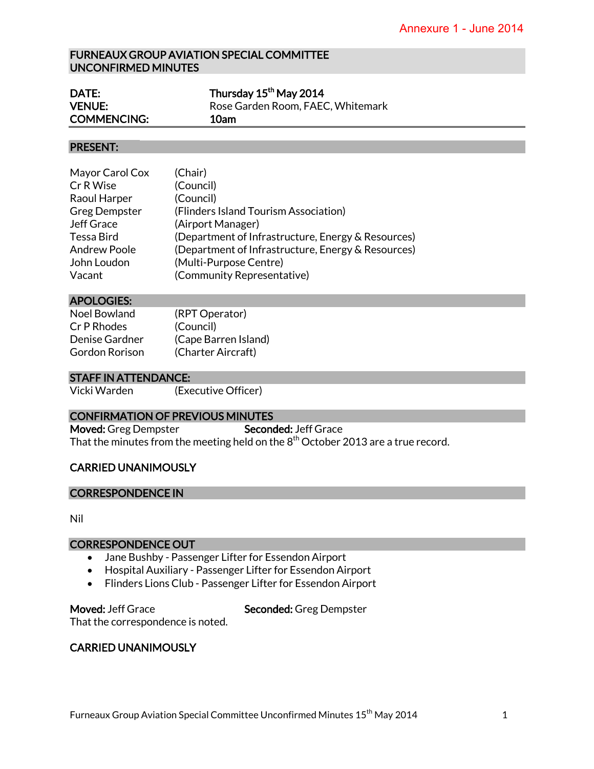Annexure 1 - June 2014

# FURNEAUX GROUP AVIATION SPECIAL COMMITTEE UNCONFIRMED MINUTES

| | |
|---|---|
| **DATE:** | **Thursday 15th May 2014** |
| **VENUE:** | Rose Garden Room, FAEC, Whitemark |
| **COMMENCING:** | **10am** |

## PRESENT:

| | |
|---|---|
| Mayor Carol Cox | (Chair) |
| Cr R Wise | (Council) |
| Raoul Harper | (Council) |
| Greg Dempster | (Flinders Island Tourism Association) |
| Jeff Grace | (Airport Manager) |
| Tessa Bird | (Department of Infrastructure, Energy & Resources) |
| Andrew Poole | (Department of Infrastructure, Energy & Resources) |
| John Loudon | (Multi-Purpose Centre) |
| Vacant | (Community Representative) |

## APOLOGIES:

| | |
|---|---|
| Noel Bowland | (RPT Operator) |
| Cr P Rhodes | (Council) |
| Denise Gardner | (Cape Barren Island) |
| Gordon Rorison | (Charter Aircraft) |

## STAFF IN ATTENDANCE:

| | |
|---|---|
| Vicki Warden | (Executive Officer) |

## CONFIRMATION OF PREVIOUS MINUTES

**Moved:** Greg Dempster **Seconded:** Jeff Grace

That the minutes from the meeting held on the 8th October 2013 are a true record.

**CARRIED UNANIMOUSLY**

## CORRESPONDENCE IN

Nil

## CORRESPONDENCE OUT

- Jane Bushby - Passenger Lifter for Essendon Airport
- Hospital Auxiliary - Passenger Lifter for Essendon Airport
- Flinders Lions Club - Passenger Lifter for Essendon Airport

**Moved:** Jeff Grace **Seconded:** Greg Dempster

That the correspondence is noted.

**CARRIED UNANIMOUSLY**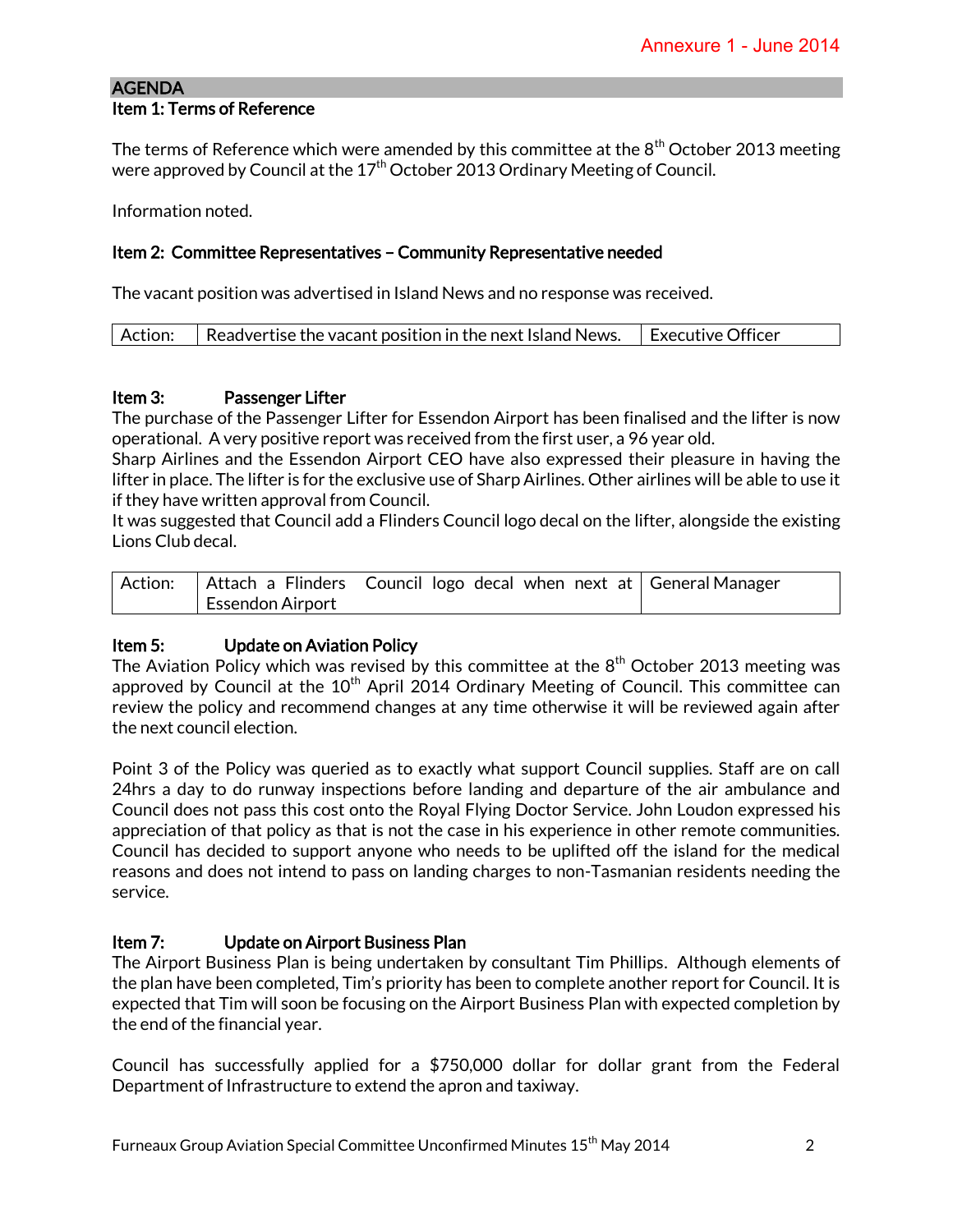Annexure 1 - June 2014

## AGENDA

### Item 1: Terms of Reference

The terms of Reference which were amended by this committee at the 8th October 2013 meeting were approved by Council at the 17th October 2013 Ordinary Meeting of Council.

Information noted.

### Item 2: Committee Representatives – Community Representative needed

The vacant position was advertised in Island News and no response was received.

| Action: | Readvertise the vacant position in the next Island News. | Executive Officer |
|---|---|---|

### Item 3: Passenger Lifter

The purchase of the Passenger Lifter for Essendon Airport has been finalised and the lifter is now operational. A very positive report was received from the first user, a 96 year old.
Sharp Airlines and the Essendon Airport CEO have also expressed their pleasure in having the lifter in place. The lifter is for the exclusive use of Sharp Airlines. Other airlines will be able to use it if they have written approval from Council.
It was suggested that Council add a Flinders Council logo decal on the lifter, alongside the existing Lions Club decal.

| Action: | Attach a Flinders Council logo decal when next at Essendon Airport | General Manager |
|---|---|---|

### Item 5: Update on Aviation Policy

The Aviation Policy which was revised by this committee at the 8th October 2013 meeting was approved by Council at the 10th April 2014 Ordinary Meeting of Council. This committee can review the policy and recommend changes at any time otherwise it will be reviewed again after the next council election.

Point 3 of the Policy was queried as to exactly what support Council supplies. Staff are on call 24hrs a day to do runway inspections before landing and departure of the air ambulance and Council does not pass this cost onto the Royal Flying Doctor Service. John Loudon expressed his appreciation of that policy as that is not the case in his experience in other remote communities. Council has decided to support anyone who needs to be uplifted off the island for the medical reasons and does not intend to pass on landing charges to non-Tasmanian residents needing the service.

### Item 7: Update on Airport Business Plan

The Airport Business Plan is being undertaken by consultant Tim Phillips. Although elements of the plan have been completed, Tim's priority has been to complete another report for Council. It is expected that Tim will soon be focusing on the Airport Business Plan with expected completion by the end of the financial year.

Council has successfully applied for a $750,000 dollar for dollar grant from the Federal Department of Infrastructure to extend the apron and taxiway.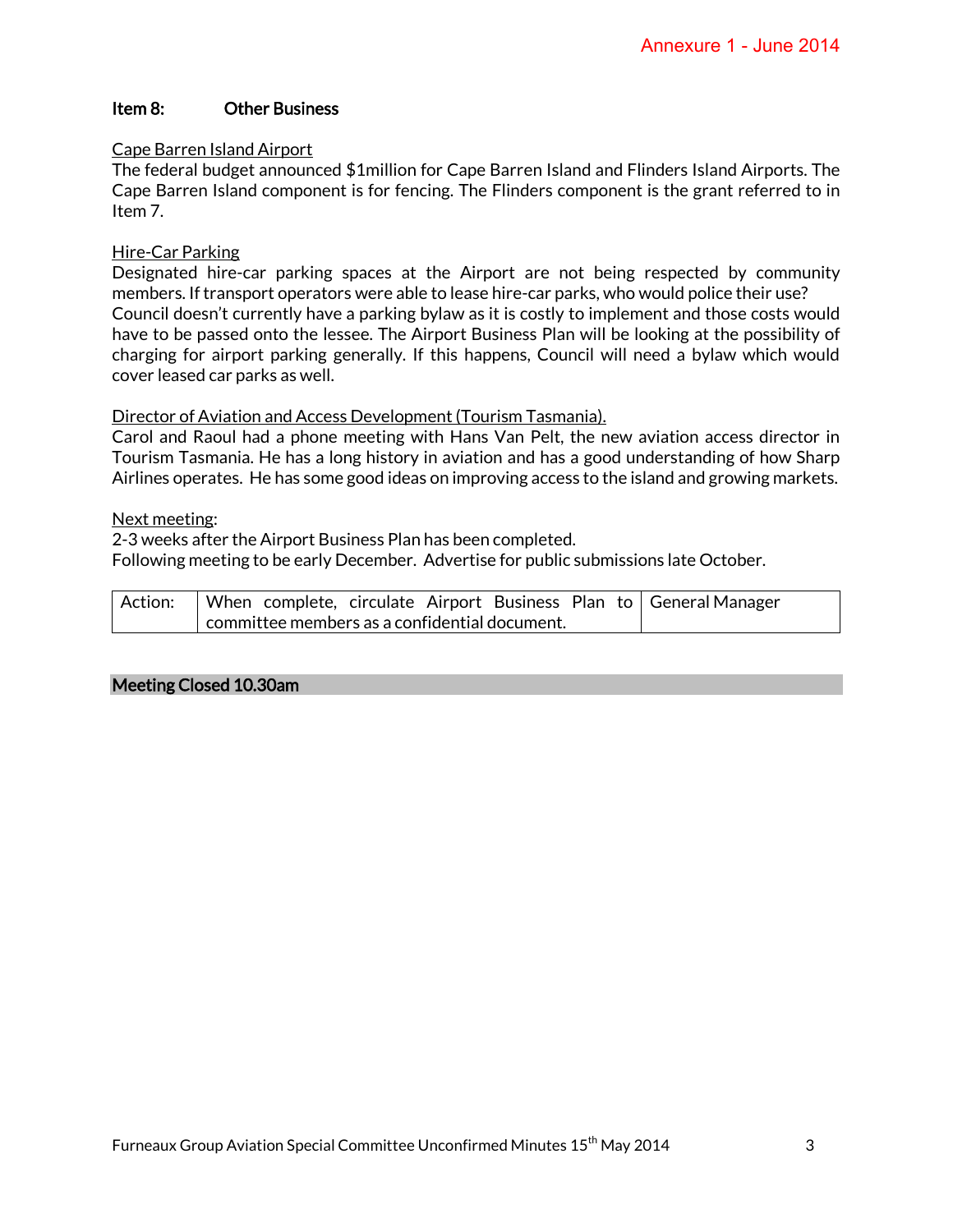## Item 8: Other Business

Cape Barren Island Airport

The federal budget announced $1million for Cape Barren Island and Flinders Island Airports. The Cape Barren Island component is for fencing. The Flinders component is the grant referred to in Item 7.

Hire-Car Parking

Designated hire-car parking spaces at the Airport are not being respected by community members. If transport operators were able to lease hire-car parks, who would police their use? Council doesn't currently have a parking bylaw as it is costly to implement and those costs would have to be passed onto the lessee. The Airport Business Plan will be looking at the possibility of charging for airport parking generally. If this happens, Council will need a bylaw which would cover leased car parks as well.

Director of Aviation and Access Development (Tourism Tasmania).

Carol and Raoul had a phone meeting with Hans Van Pelt, the new aviation access director in Tourism Tasmania. He has a long history in aviation and has a good understanding of how Sharp Airlines operates. He has some good ideas on improving access to the island and growing markets.

Next meeting:

2-3 weeks after the Airport Business Plan has been completed.

Following meeting to be early December. Advertise for public submissions late October.

| | | |
|---|---|---|
| Action: | When complete, circulate Airport Business Plan to committee members as a confidential document. | General Manager |

**Meeting Closed 10.30am**